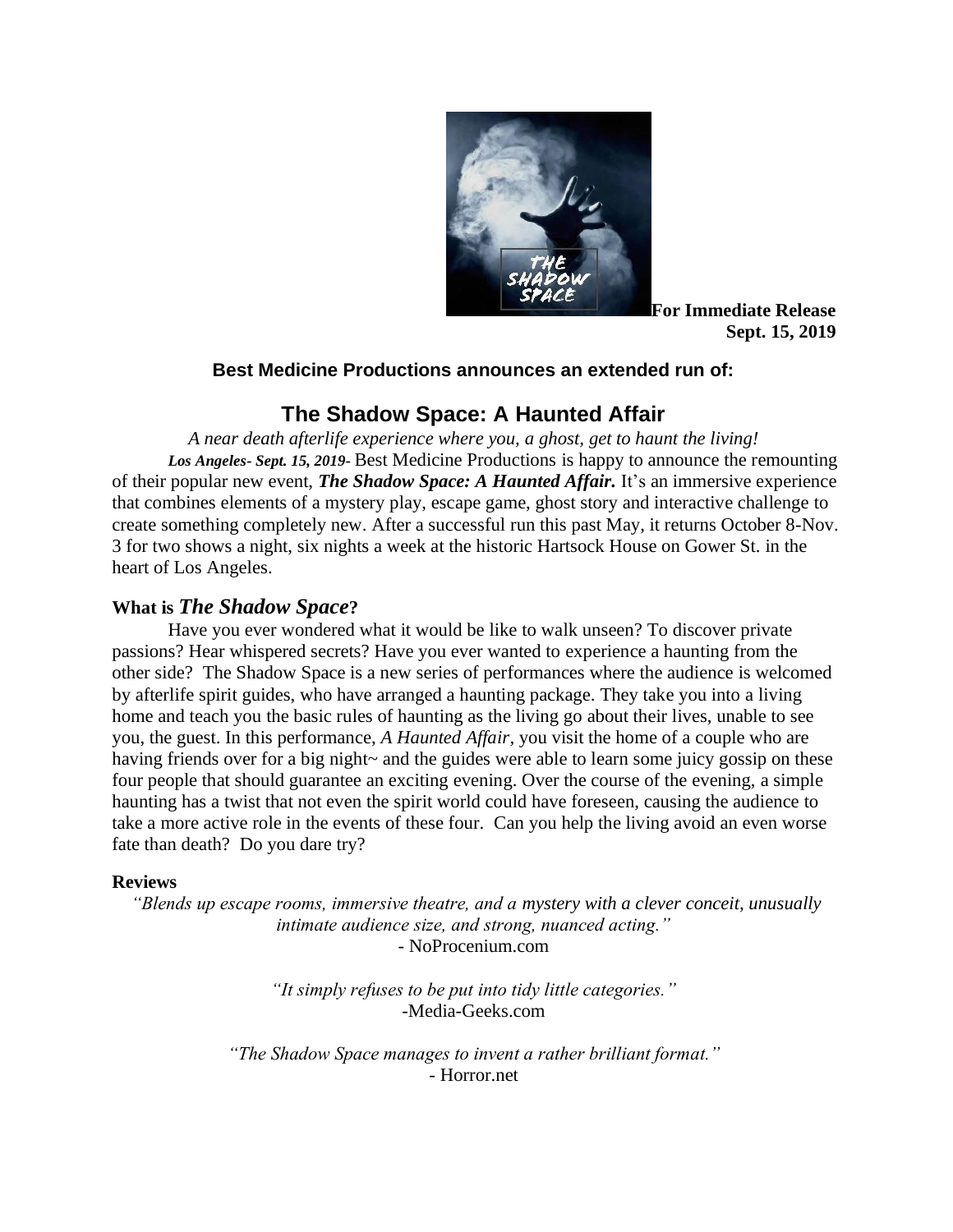**For Immediate Release**
**Sept. 15, 2019**

**Best Medicine Productions announces an extended run of:**

# The Shadow Space: A Haunted Affair

*A near death afterlife experience where you, a ghost, get to haunt the living!*

***Los Angeles- Sept. 15, 2019-*** Best Medicine Productions is happy to announce the remounting of their popular new event, ***The Shadow Space: A Haunted Affair.*** It's an immersive experience that combines elements of a mystery play, escape game, ghost story and interactive challenge to create something completely new. After a successful run this past May, it returns October 8-Nov. 3 for two shows a night, six nights a week at the historic Hartsock House on Gower St. in the heart of Los Angeles.

## What is *The Shadow Space*?

Have you ever wondered what it would be like to walk unseen? To discover private passions? Hear whispered secrets? Have you ever wanted to experience a haunting from the other side? The Shadow Space is a new series of performances where the audience is welcomed by afterlife spirit guides, who have arranged a haunting package. They take you into a living home and teach you the basic rules of haunting as the living go about their lives, unable to see you, the guest. In this performance, *A Haunted Affair*, you visit the home of a couple who are having friends over for a big night~ and the guides were able to learn some juicy gossip on these four people that should guarantee an exciting evening. Over the course of the evening, a simple haunting has a twist that not even the spirit world could have foreseen, causing the audience to take a more active role in the events of these four. Can you help the living avoid an even worse fate than death? Do you dare try?

**Reviews**

*"Blends up escape rooms, immersive theatre, and a mystery with a clever conceit, unusually intimate audience size, and strong, nuanced acting."*
- NoProcenium.com

*"It simply refuses to be put into tidy little categories."*
-Media-Geeks.com

*"The Shadow Space manages to invent a rather brilliant format."*
- Horror.net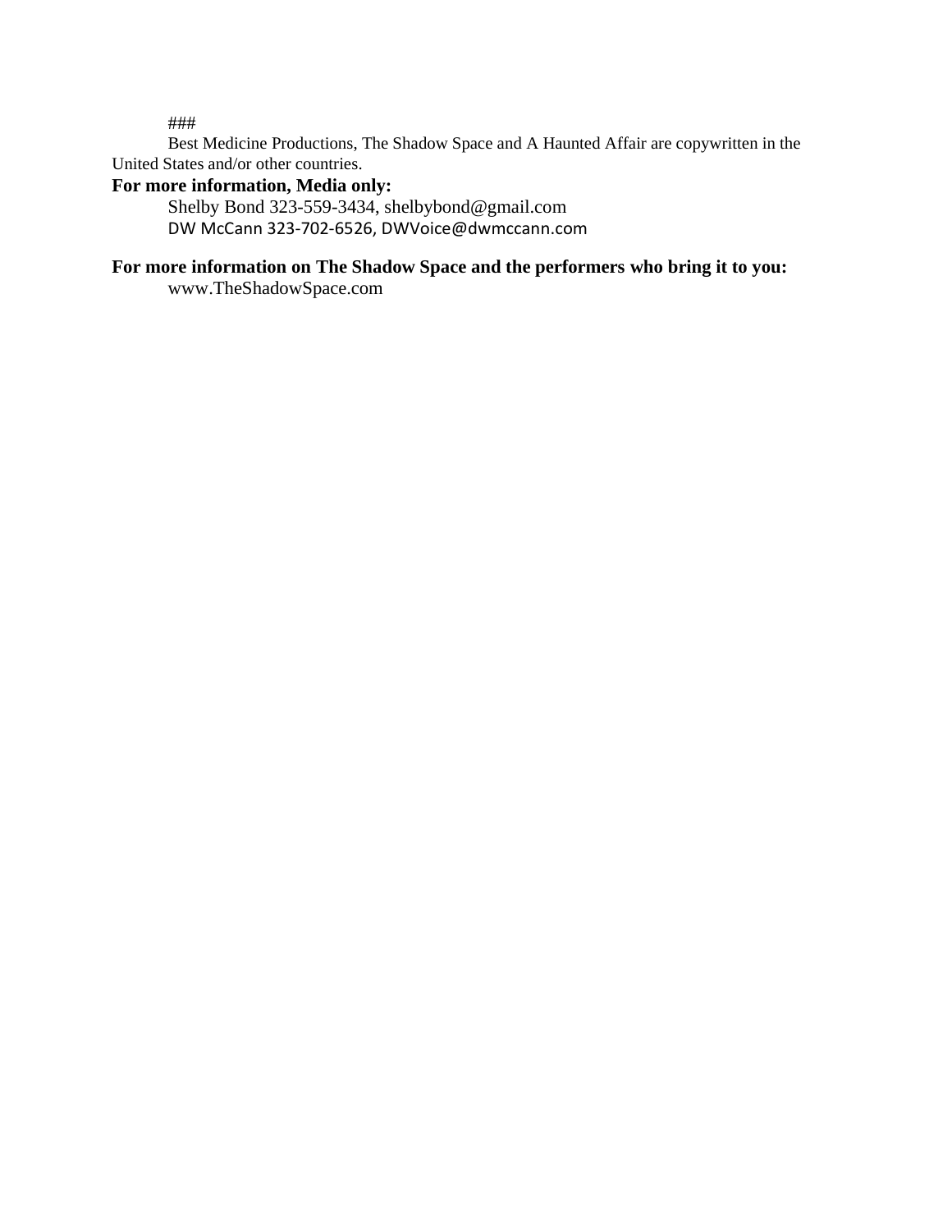###

Best Medicine Productions, The Shadow Space and A Haunted Affair are copywritten in the United States and/or other countries.

**For more information, Media only:**

Shelby Bond 323-559-3434, shelbybond@gmail.com
DW McCann 323-702-6526, DWVoice@dwmccann.com

**For more information on The Shadow Space and the performers who bring it to you:**

www.TheShadowSpace.com